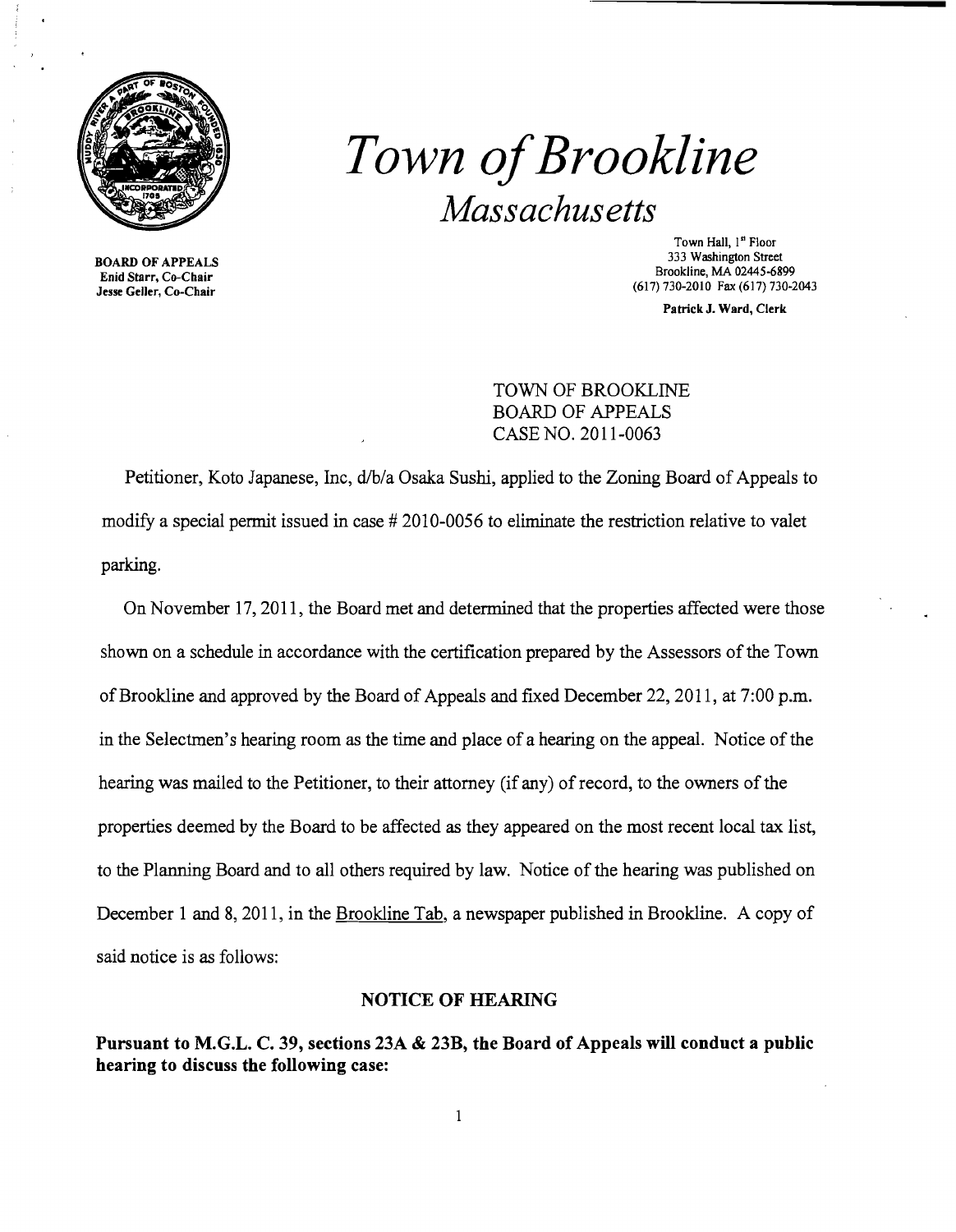# *Town of Brookline*

## *Massachusetts*

**BOARD OF APPEALS**
**Enid Starr, Co-Chair**
**Jesse Geller, Co-Chair**

Town Hall, 1st Floor
333 Washington Street
Brookline, MA 02445-6899
(617) 730-2010 Fax (617) 730-2043

**Patrick J. Ward, Clerk**

TOWN OF BROOKLINE
BOARD OF APPEALS
CASE NO. 2011-0063

Petitioner, Koto Japanese, Inc, d/b/a Osaka Sushi, applied to the Zoning Board of Appeals to modify a special permit issued in case # 2010-0056 to eliminate the restriction relative to valet parking.

On November 17, 2011, the Board met and determined that the properties affected were those shown on a schedule in accordance with the certification prepared by the Assessors of the Town of Brookline and approved by the Board of Appeals and fixed December 22, 2011, at 7:00 p.m. in the Selectmen's hearing room as the time and place of a hearing on the appeal. Notice of the hearing was mailed to the Petitioner, to their attorney (if any) of record, to the owners of the properties deemed by the Board to be affected as they appeared on the most recent local tax list, to the Planning Board and to all others required by law. Notice of the hearing was published on December 1 and 8, 2011, in the Brookline Tab, a newspaper published in Brookline. A copy of said notice is as follows:

### NOTICE OF HEARING

**Pursuant to M.G.L. C. 39, sections 23A & 23B, the Board of Appeals will conduct a public hearing to discuss the following case:**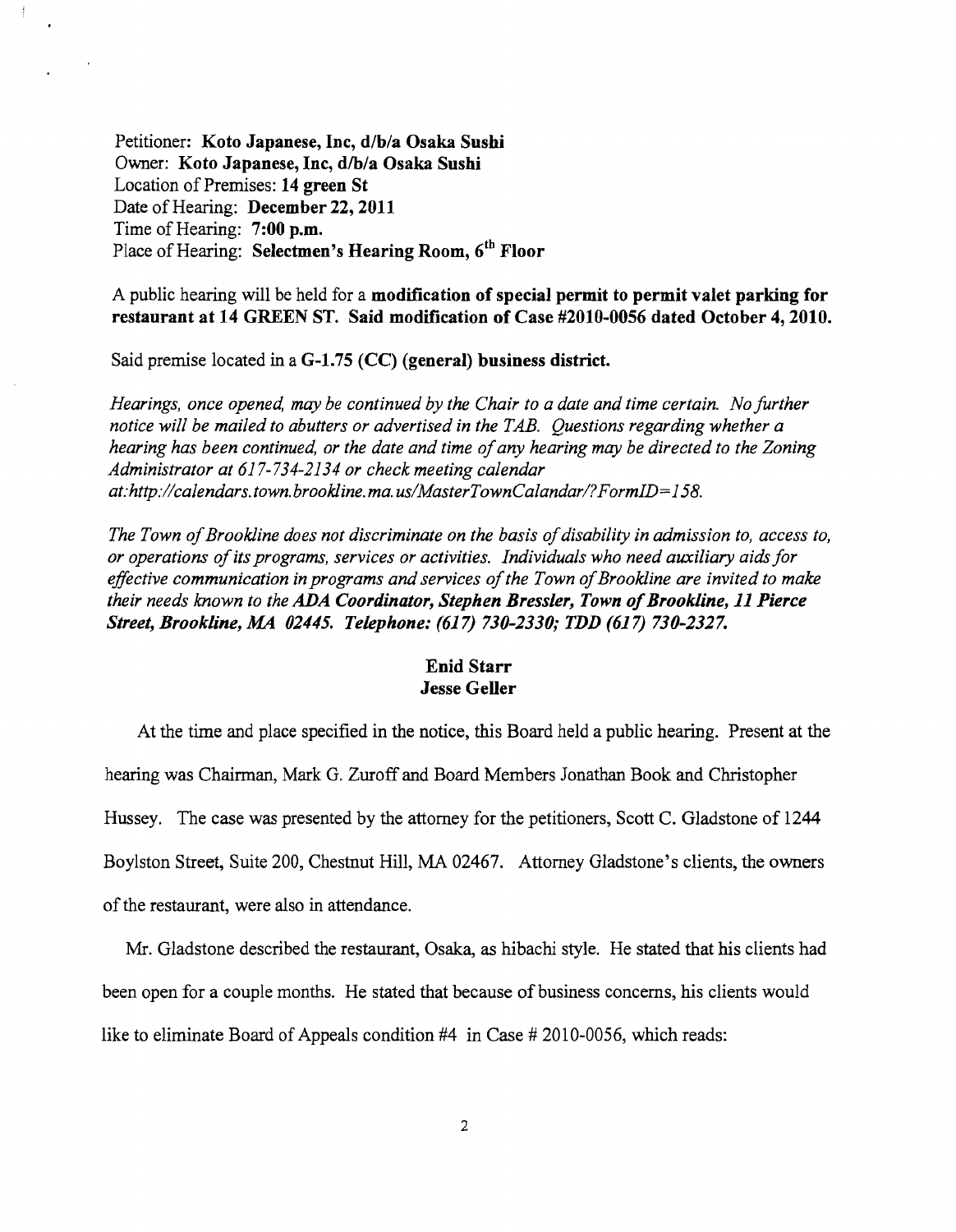Petitioner: **Koto Japanese, Inc, d/b/a Osaka Sushi**
Owner: **Koto Japanese, Inc, d/b/a Osaka Sushi**
Location of Premises: **14 green St**
Date of Hearing: **December 22, 2011**
Time of Hearing: **7:00 p.m.**
Place of Hearing: **Selectmen's Hearing Room, 6th Floor**

A public hearing will be held for a **modification of special permit to permit valet parking for restaurant at 14 GREEN ST. Said modification of Case #2010-0056 dated October 4, 2010.**

Said premise located in a **G-1.75 (CC) (general) business district.**

*Hearings, once opened, may be continued by the Chair to a date and time certain. No further notice will be mailed to abutters or advertised in the TAB. Questions regarding whether a hearing has been continued, or the date and time of any hearing may be directed to the Zoning Administrator at 617-734-2134 or check meeting calendar at:http://calendars.town.brookline.ma.us/MasterTownCalandar/?FormID=158.*

*The Town of Brookline does not discriminate on the basis of disability in admission to, access to, or operations of its programs, services or activities. Individuals who need auxiliary aids for effective communication in programs and services of the Town of Brookline are invited to make their needs known to the* ***ADA Coordinator, Stephen Bressler, Town of Brookline, 11 Pierce Street, Brookline, MA 02445. Telephone: (617) 730-2330; TDD (617) 730-2327.***

**Enid Starr**
**Jesse Geller**

At the time and place specified in the notice, this Board held a public hearing. Present at the hearing was Chairman, Mark G. Zuroff and Board Members Jonathan Book and Christopher Hussey. The case was presented by the attorney for the petitioners, Scott C. Gladstone of 1244 Boylston Street, Suite 200, Chestnut Hill, MA 02467. Attorney Gladstone's clients, the owners of the restaurant, were also in attendance.

Mr. Gladstone described the restaurant, Osaka, as hibachi style. He stated that his clients had been open for a couple months. He stated that because of business concerns, his clients would like to eliminate Board of Appeals condition #4 in Case # 2010-0056, which reads: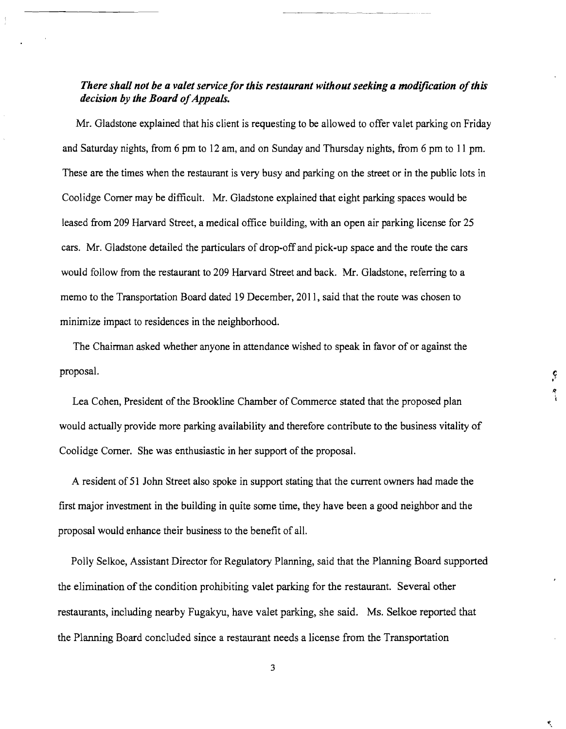***There shall not be a valet service for this restaurant without seeking a modification of this decision by the Board of Appeals.***

Mr. Gladstone explained that his client is requesting to be allowed to offer valet parking on Friday and Saturday nights, from 6 pm to 12 am, and on Sunday and Thursday nights, from 6 pm to 11 pm. These are the times when the restaurant is very busy and parking on the street or in the public lots in Coolidge Corner may be difficult. Mr. Gladstone explained that eight parking spaces would be leased from 209 Harvard Street, a medical office building, with an open air parking license for 25 cars. Mr. Gladstone detailed the particulars of drop-off and pick-up space and the route the cars would follow from the restaurant to 209 Harvard Street and back. Mr. Gladstone, referring to a memo to the Transportation Board dated 19 December, 2011, said that the route was chosen to minimize impact to residences in the neighborhood.

The Chairman asked whether anyone in attendance wished to speak in favor of or against the proposal.

Lea Cohen, President of the Brookline Chamber of Commerce stated that the proposed plan would actually provide more parking availability and therefore contribute to the business vitality of Coolidge Corner. She was enthusiastic in her support of the proposal.

A resident of 51 John Street also spoke in support stating that the current owners had made the first major investment in the building in quite some time, they have been a good neighbor and the proposal would enhance their business to the benefit of all.

Polly Selkoe, Assistant Director for Regulatory Planning, said that the Planning Board supported the elimination of the condition prohibiting valet parking for the restaurant. Several other restaurants, including nearby Fugakyu, have valet parking, she said. Ms. Selkoe reported that the Planning Board concluded since a restaurant needs a license from the Transportation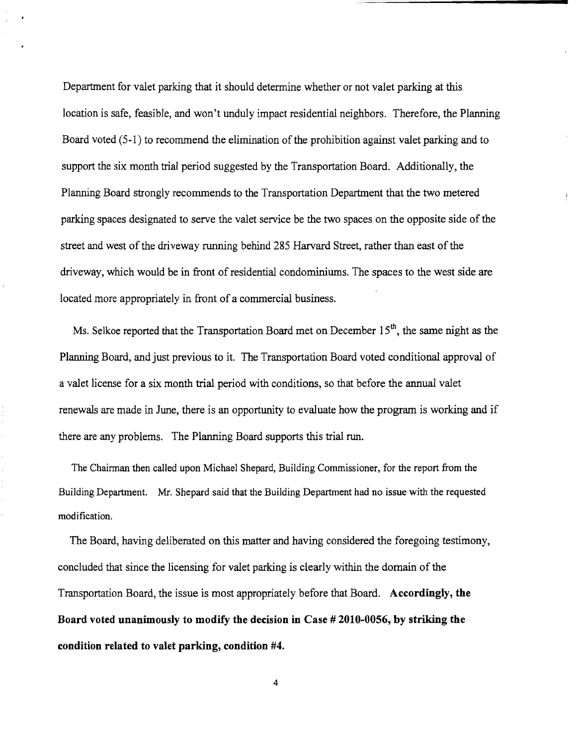Department for valet parking that it should determine whether or not valet parking at this location is safe, feasible, and won't unduly impact residential neighbors. Therefore, the Planning Board voted (5-1) to recommend the elimination of the prohibition against valet parking and to support the six month trial period suggested by the Transportation Board. Additionally, the Planning Board strongly recommends to the Transportation Department that the two metered parking spaces designated to serve the valet service be the two spaces on the opposite side of the street and west of the driveway running behind 285 Harvard Street, rather than east of the driveway, which would be in front of residential condominiums. The spaces to the west side are located more appropriately in front of a commercial business.

Ms. Selkoe reported that the Transportation Board met on December 15th, the same night as the Planning Board, and just previous to it. The Transportation Board voted conditional approval of a valet license for a six month trial period with conditions, so that before the annual valet renewals are made in June, there is an opportunity to evaluate how the program is working and if there are any problems. The Planning Board supports this trial run.

The Chairman then called upon Michael Shepard, Building Commissioner, for the report from the Building Department. Mr. Shepard said that the Building Department had no issue with the requested modification.

The Board, having deliberated on this matter and having considered the foregoing testimony, concluded that since the licensing for valet parking is clearly within the domain of the Transportation Board, the issue is most appropriately before that Board. **Accordingly, the Board voted unanimously to modify the decision in Case # 2010-0056, by striking the condition related to valet parking, condition #4.**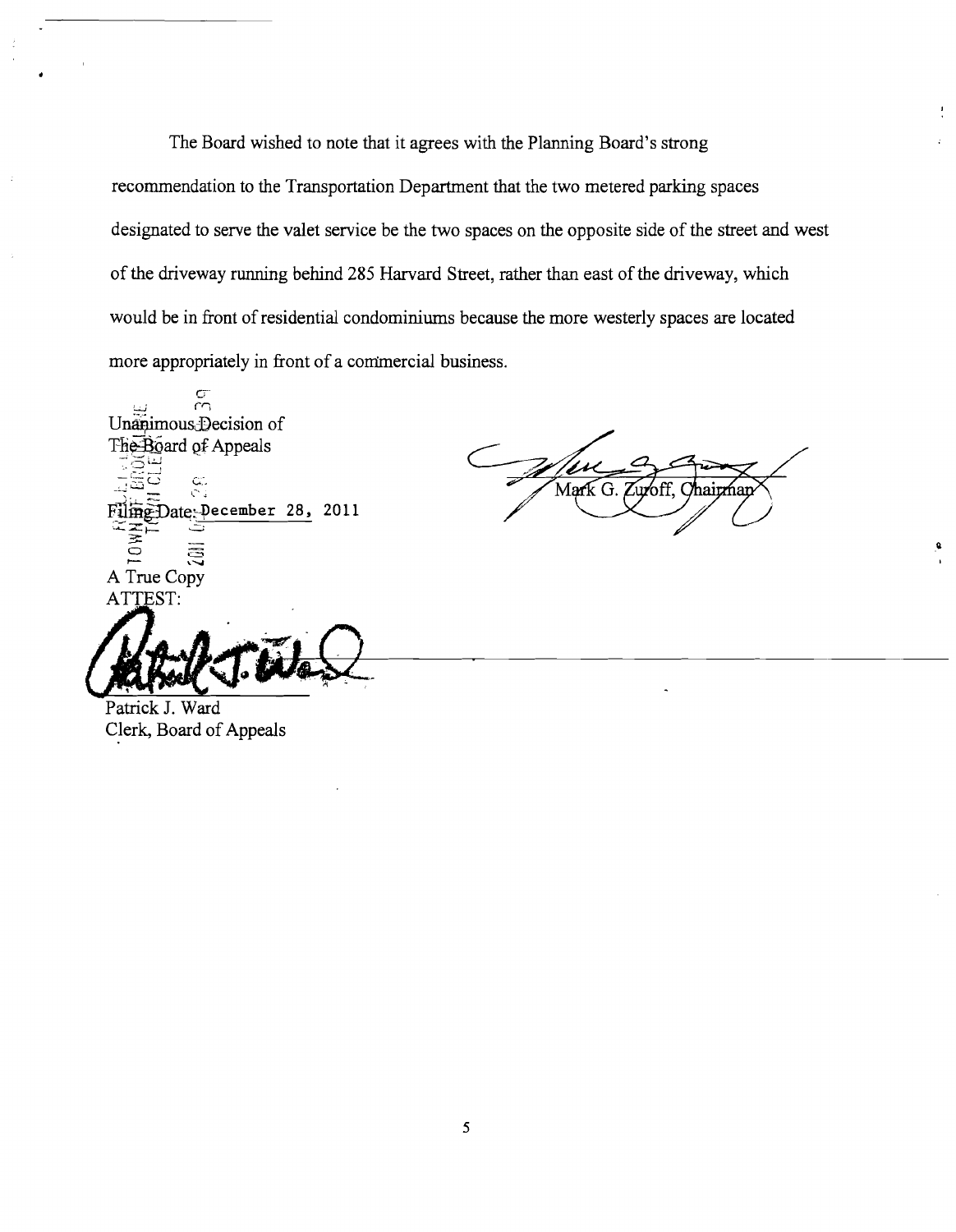The Board wished to note that it agrees with the Planning Board's strong recommendation to the Transportation Department that the two metered parking spaces designated to serve the valet service be the two spaces on the opposite side of the street and west of the driveway running behind 285 Harvard Street, rather than east of the driveway, which would be in front of residential condominiums because the more westerly spaces are located more appropriately in front of a commercial business.

Unanimous Decision of
The Board of Appeals

Filing Date: December 28, 2011

Mark G. Zuroff, Chairman

A True Copy
ATTEST:

Patrick J. Ward
Clerk, Board of Appeals